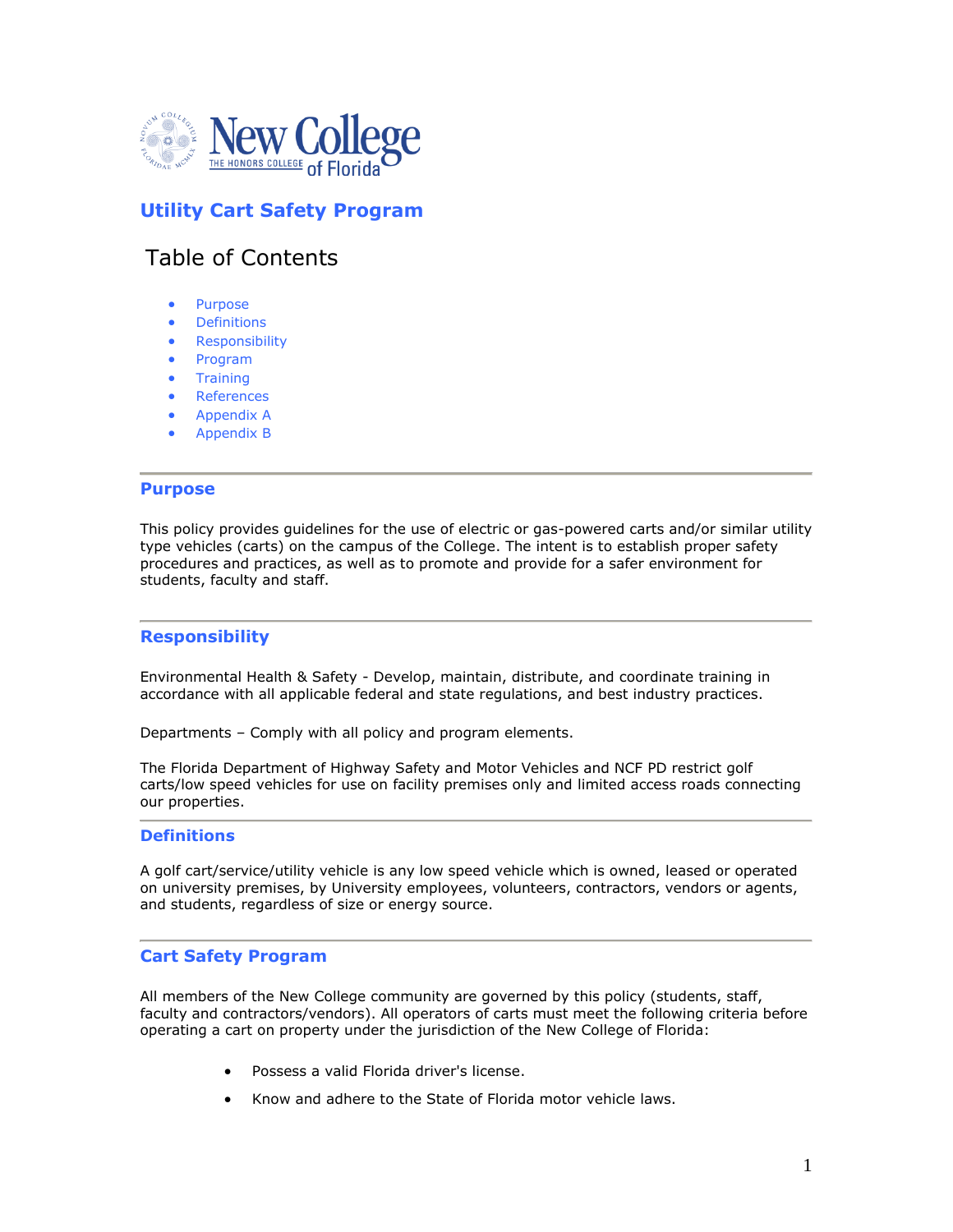New College of Florida — THE HONORS COLLEGE

# Utility Cart Safety Program

## Table of Contents

- Purpose
- Definitions
- Responsibility
- Program
- Training
- References
- Appendix A
- Appendix B

---

## Purpose

This policy provides guidelines for the use of electric or gas-powered carts and/or similar utility type vehicles (carts) on the campus of the College. The intent is to establish proper safety procedures and practices, as well as to promote and provide for a safer environment for students, faculty and staff.

---

## Responsibility

Environmental Health & Safety - Develop, maintain, distribute, and coordinate training in accordance with all applicable federal and state regulations, and best industry practices.

Departments – Comply with all policy and program elements.

The Florida Department of Highway Safety and Motor Vehicles and NCF PD restrict golf carts/low speed vehicles for use on facility premises only and limited access roads connecting our properties.

---

## Definitions

A golf cart/service/utility vehicle is any low speed vehicle which is owned, leased or operated on university premises, by University employees, volunteers, contractors, vendors or agents, and students, regardless of size or energy source.

---

## Cart Safety Program

All members of the New College community are governed by this policy (students, staff, faculty and contractors/vendors). All operators of carts must meet the following criteria before operating a cart on property under the jurisdiction of the New College of Florida:

- Possess a valid Florida driver's license.
- Know and adhere to the State of Florida motor vehicle laws.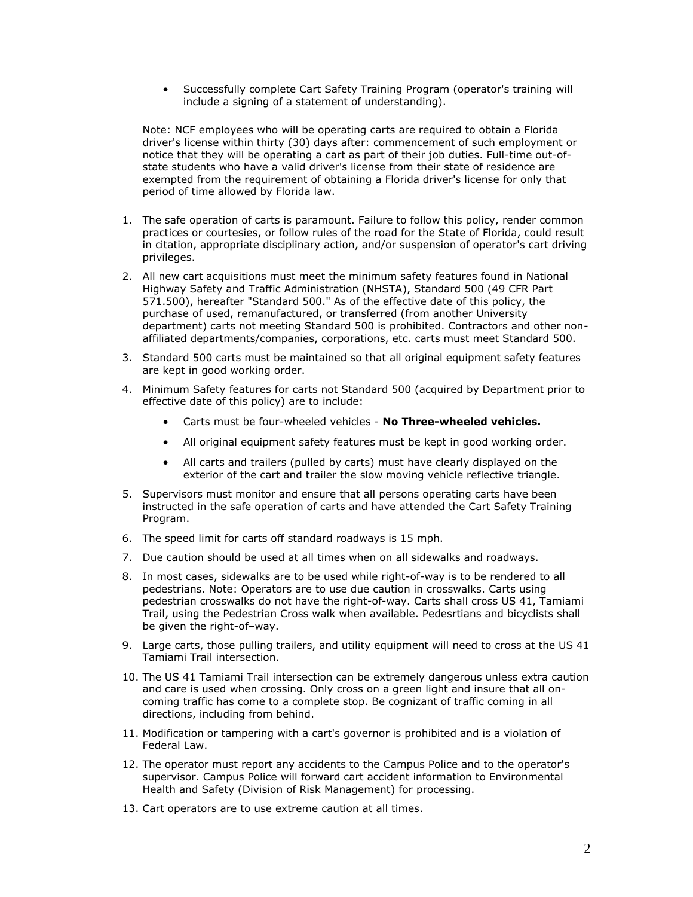- Successfully complete Cart Safety Training Program (operator's training will include a signing of a statement of understanding).

Note: NCF employees who will be operating carts are required to obtain a Florida driver's license within thirty (30) days after: commencement of such employment or notice that they will be operating a cart as part of their job duties. Full-time out-of-state students who have a valid driver's license from their state of residence are exempted from the requirement of obtaining a Florida driver's license for only that period of time allowed by Florida law.

1. The safe operation of carts is paramount. Failure to follow this policy, render common practices or courtesies, or follow rules of the road for the State of Florida, could result in citation, appropriate disciplinary action, and/or suspension of operator's cart driving privileges.
2. All new cart acquisitions must meet the minimum safety features found in National Highway Safety and Traffic Administration (NHSTA), Standard 500 (49 CFR Part 571.500), hereafter "Standard 500." As of the effective date of this policy, the purchase of used, remanufactured, or transferred (from another University department) carts not meeting Standard 500 is prohibited. Contractors and other non-affiliated departments/companies, corporations, etc. carts must meet Standard 500.
3. Standard 500 carts must be maintained so that all original equipment safety features are kept in good working order.
4. Minimum Safety features for carts not Standard 500 (acquired by Department prior to effective date of this policy) are to include:
   - Carts must be four-wheeled vehicles - **No Three-wheeled vehicles.**
   - All original equipment safety features must be kept in good working order.
   - All carts and trailers (pulled by carts) must have clearly displayed on the exterior of the cart and trailer the slow moving vehicle reflective triangle.
5. Supervisors must monitor and ensure that all persons operating carts have been instructed in the safe operation of carts and have attended the Cart Safety Training Program.
6. The speed limit for carts off standard roadways is 15 mph.
7. Due caution should be used at all times when on all sidewalks and roadways.
8. In most cases, sidewalks are to be used while right-of-way is to be rendered to all pedestrians. Note: Operators are to use due caution in crosswalks. Carts using pedestrian crosswalks do not have the right-of-way. Carts shall cross US 41, Tamiami Trail, using the Pedestrian Cross walk when available. Pedesrtians and bicyclists shall be given the right-of–way.
9. Large carts, those pulling trailers, and utility equipment will need to cross at the US 41 Tamiami Trail intersection.
10. The US 41 Tamiami Trail intersection can be extremely dangerous unless extra caution and care is used when crossing. Only cross on a green light and insure that all on-coming traffic has come to a complete stop. Be cognizant of traffic coming in all directions, including from behind.
11. Modification or tampering with a cart's governor is prohibited and is a violation of Federal Law.
12. The operator must report any accidents to the Campus Police and to the operator's supervisor. Campus Police will forward cart accident information to Environmental Health and Safety (Division of Risk Management) for processing.
13. Cart operators are to use extreme caution at all times.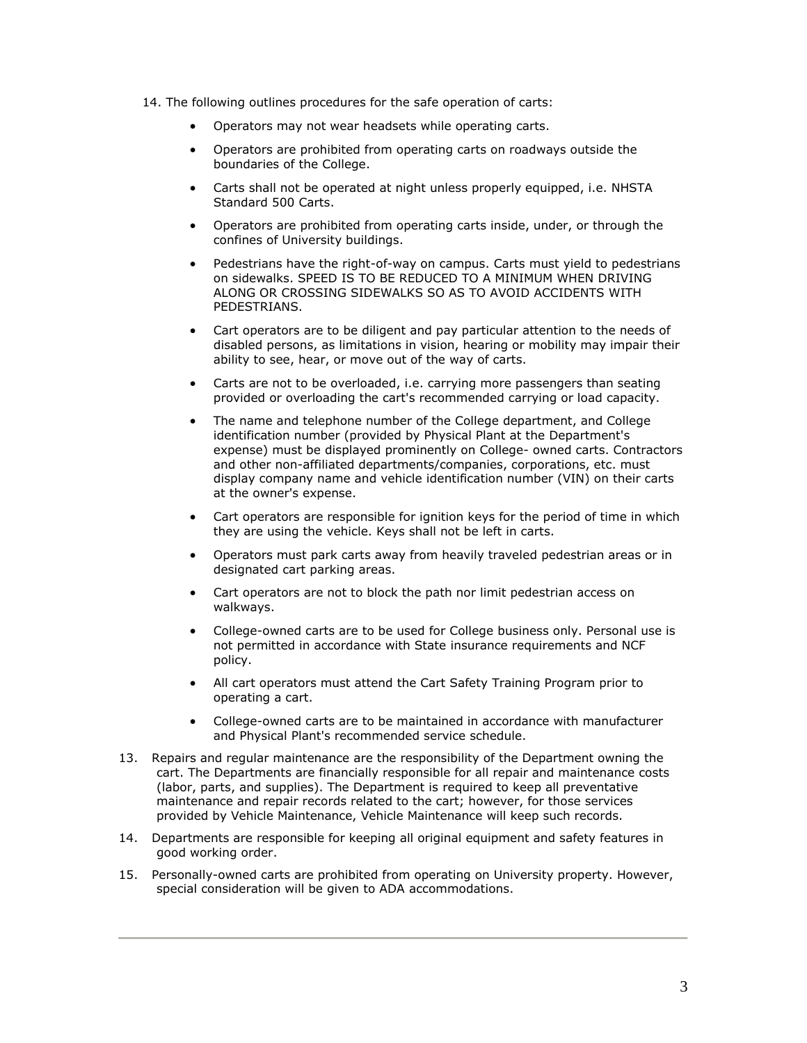14. The following outlines procedures for the safe operation of carts:

    - Operators may not wear headsets while operating carts.
    - Operators are prohibited from operating carts on roadways outside the boundaries of the College.
    - Carts shall not be operated at night unless properly equipped, i.e. NHSTA Standard 500 Carts.
    - Operators are prohibited from operating carts inside, under, or through the confines of University buildings.
    - Pedestrians have the right-of-way on campus. Carts must yield to pedestrians on sidewalks. SPEED IS TO BE REDUCED TO A MINIMUM WHEN DRIVING ALONG OR CROSSING SIDEWALKS SO AS TO AVOID ACCIDENTS WITH PEDESTRIANS.
    - Cart operators are to be diligent and pay particular attention to the needs of disabled persons, as limitations in vision, hearing or mobility may impair their ability to see, hear, or move out of the way of carts.
    - Carts are not to be overloaded, i.e. carrying more passengers than seating provided or overloading the cart's recommended carrying or load capacity.
    - The name and telephone number of the College department, and College identification number (provided by Physical Plant at the Department's expense) must be displayed prominently on College- owned carts. Contractors and other non-affiliated departments/companies, corporations, etc. must display company name and vehicle identification number (VIN) on their carts at the owner's expense.
    - Cart operators are responsible for ignition keys for the period of time in which they are using the vehicle. Keys shall not be left in carts.
    - Operators must park carts away from heavily traveled pedestrian areas or in designated cart parking areas.
    - Cart operators are not to block the path nor limit pedestrian access on walkways.
    - College-owned carts are to be used for College business only. Personal use is not permitted in accordance with State insurance requirements and NCF policy.
    - All cart operators must attend the Cart Safety Training Program prior to operating a cart.
    - College-owned carts are to be maintained in accordance with manufacturer and Physical Plant's recommended service schedule.

13. Repairs and regular maintenance are the responsibility of the Department owning the cart. The Departments are financially responsible for all repair and maintenance costs (labor, parts, and supplies). The Department is required to keep all preventative maintenance and repair records related to the cart; however, for those services provided by Vehicle Maintenance, Vehicle Maintenance will keep such records.

14. Departments are responsible for keeping all original equipment and safety features in good working order.

15. Personally-owned carts are prohibited from operating on University property. However, special consideration will be given to ADA accommodations.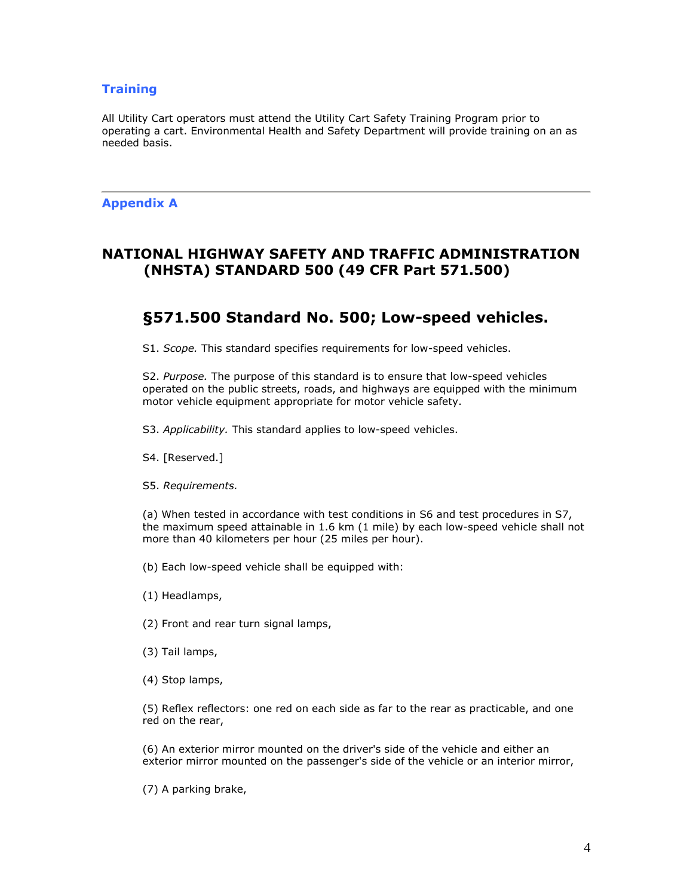## Training

All Utility Cart operators must attend the Utility Cart Safety Training Program prior to operating a cart. Environmental Health and Safety Department will provide training on an as needed basis.

---

## Appendix A

# NATIONAL HIGHWAY SAFETY AND TRAFFIC ADMINISTRATION (NHSTA) STANDARD 500 (49 CFR Part 571.500)

## §571.500 Standard No. 500; Low-speed vehicles.

S1. *Scope.* This standard specifies requirements for low-speed vehicles.

S2. *Purpose.* The purpose of this standard is to ensure that low-speed vehicles operated on the public streets, roads, and highways are equipped with the minimum motor vehicle equipment appropriate for motor vehicle safety.

S3. *Applicability.* This standard applies to low-speed vehicles.

S4. [Reserved.]

S5. *Requirements.*

(a) When tested in accordance with test conditions in S6 and test procedures in S7, the maximum speed attainable in 1.6 km (1 mile) by each low-speed vehicle shall not more than 40 kilometers per hour (25 miles per hour).

(b) Each low-speed vehicle shall be equipped with:

(1) Headlamps,

(2) Front and rear turn signal lamps,

(3) Tail lamps,

(4) Stop lamps,

(5) Reflex reflectors: one red on each side as far to the rear as practicable, and one red on the rear,

(6) An exterior mirror mounted on the driver's side of the vehicle and either an exterior mirror mounted on the passenger's side of the vehicle or an interior mirror,

(7) A parking brake,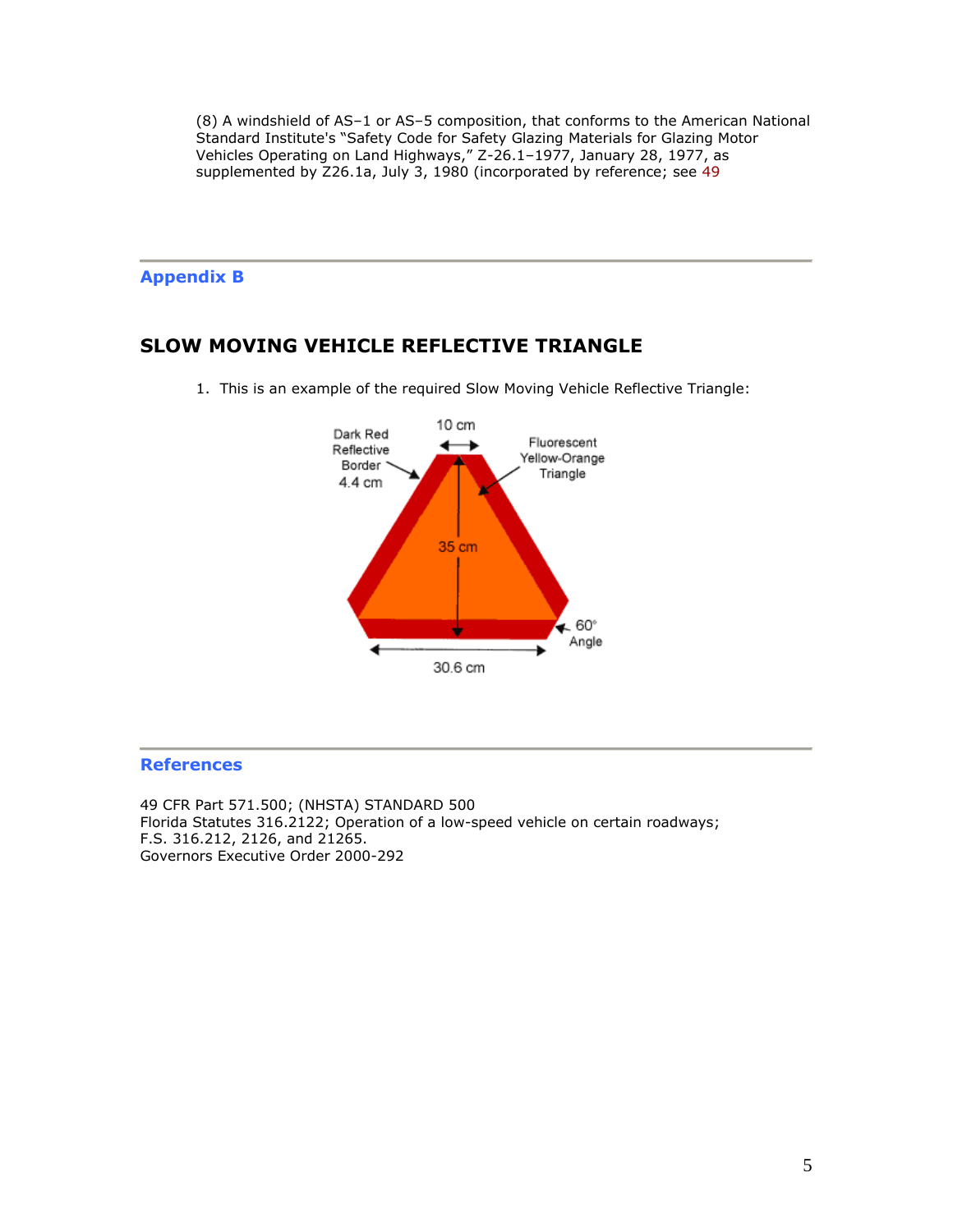(8) A windshield of AS–1 or AS–5 composition, that conforms to the American National Standard Institute's "Safety Code for Safety Glazing Materials for Glazing Motor Vehicles Operating on Land Highways," Z-26.1–1977, January 28, 1977, as supplemented by Z26.1a, July 3, 1980 (incorporated by reference; see 49

## Appendix B

## SLOW MOVING VEHICLE REFLECTIVE TRIANGLE

1. This is an example of the required Slow Moving Vehicle Reflective Triangle:

Dark Red Reflective Border 4.4 cm

10 cm

Fluorescent Yellow-Orange Triangle

35 cm

60° Angle

30.6 cm

## References

49 CFR Part 571.500; (NHSTA) STANDARD 500
Florida Statutes 316.2122; Operation of a low-speed vehicle on certain roadways;
F.S. 316.212, 2126, and 21265.
Governors Executive Order 2000-292